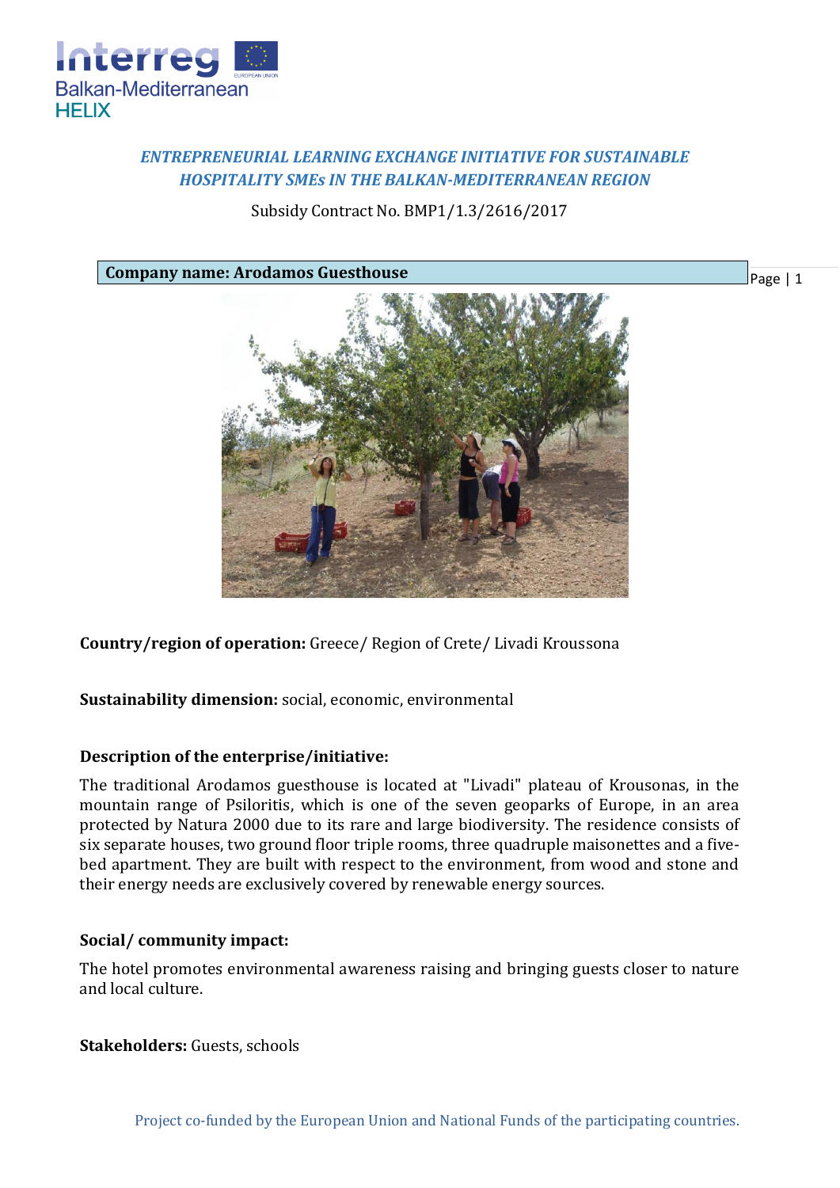*ENTREPRENEURIAL LEARNING EXCHANGE INITIATIVE FOR SUSTAINABLE HOSPITALITY SMEs IN THE BALKAN-MEDITERRANEAN REGION*

Subsidy Contract No. BMP1/1.3/2616/2017

**Company name: Arodamos Guesthouse**

**Country/region of operation:** Greece/ Region of Crete/ Livadi Kroussona

**Sustainability dimension:** social, economic, environmental

**Description of the enterprise/initiative:**

The traditional Arodamos guesthouse is located at "Livadi" plateau of Krousonas, in the mountain range of Psiloritis, which is one of the seven geoparks of Europe, in an area protected by Natura 2000 due to its rare and large biodiversity. The residence consists of six separate houses, two ground floor triple rooms, three quadruple maisonettes and a five-bed apartment. They are built with respect to the environment, from wood and stone and their energy needs are exclusively covered by renewable energy sources.

**Social/ community impact:**

The hotel promotes environmental awareness raising and bringing guests closer to nature and local culture.

**Stakeholders:** Guests, schools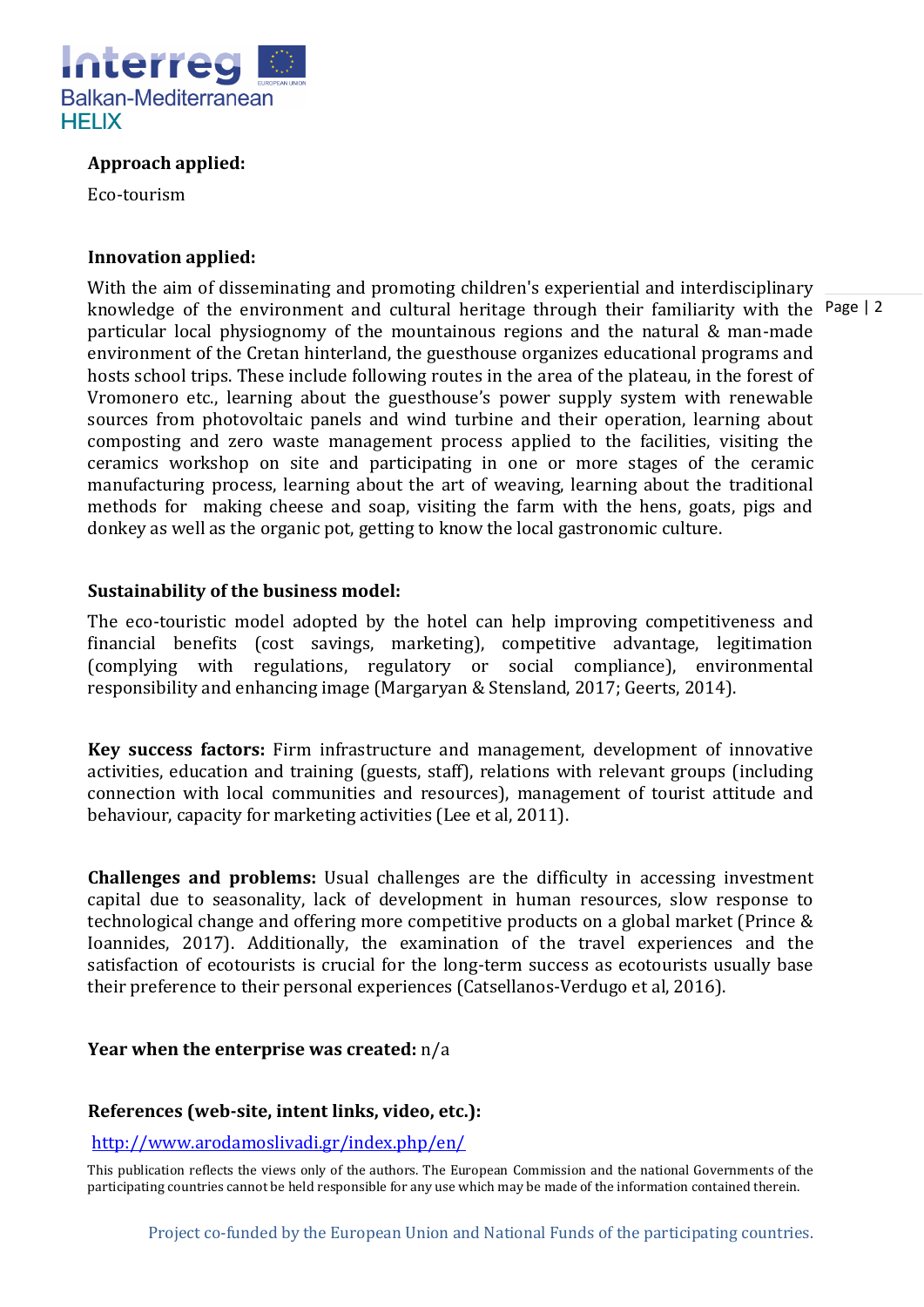**Approach applied:**

Eco-tourism

**Innovation applied:**

With the aim of disseminating and promoting children's experiential and interdisciplinary knowledge of the environment and cultural heritage through their familiarity with the particular local physiognomy of the mountainous regions and the natural & man-made environment of the Cretan hinterland, the guesthouse organizes educational programs and hosts school trips. These include following routes in the area of the plateau, in the forest of Vromonero etc., learning about the guesthouse's power supply system with renewable sources from photovoltaic panels and wind turbine and their operation, learning about composting and zero waste management process applied to the facilities, visiting the ceramics workshop on site and participating in one or more stages of the ceramic manufacturing process, learning about the art of weaving, learning about the traditional methods for making cheese and soap, visiting the farm with the hens, goats, pigs and donkey as well as the organic pot, getting to know the local gastronomic culture.

**Sustainability of the business model:**

The eco-touristic model adopted by the hotel can help improving competitiveness and financial benefits (cost savings, marketing), competitive advantage, legitimation (complying with regulations, regulatory or social compliance), environmental responsibility and enhancing image (Margaryan & Stensland, 2017; Geerts, 2014).

**Key success factors:** Firm infrastructure and management, development of innovative activities, education and training (guests, staff), relations with relevant groups (including connection with local communities and resources), management of tourist attitude and behaviour, capacity for marketing activities (Lee et al, 2011).

**Challenges and problems:** Usual challenges are the difficulty in accessing investment capital due to seasonality, lack of development in human resources, slow response to technological change and offering more competitive products on a global market (Prince & Ioannides, 2017). Additionally, the examination of the travel experiences and the satisfaction of ecotourists is crucial for the long-term success as ecotourists usually base their preference to their personal experiences (Catsellanos-Verdugo et al, 2016).

**Year when the enterprise was created:** n/a

**References (web-site, intent links, video, etc.):**

http://www.arodamoslivadi.gr/index.php/en/

This publication reflects the views only of the authors. The European Commission and the national Governments of the participating countries cannot be held responsible for any use which may be made of the information contained therein.

Project co-funded by the European Union and National Funds of the participating countries.